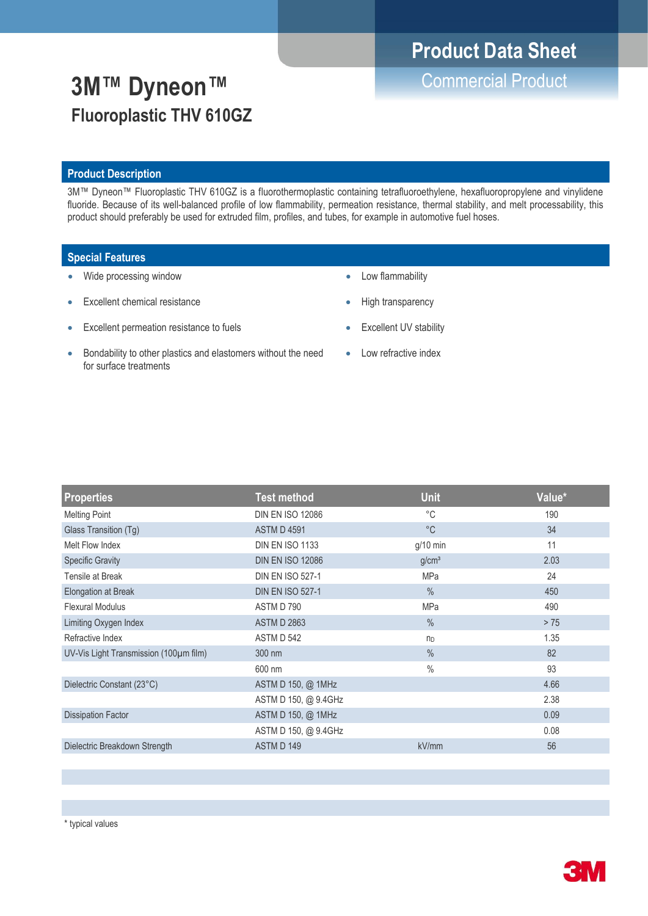# 3M™ Dyneon™ Fluoroplastic THV 610GZ

**Product Data Sheet**
Commercial Product

## Product Description

3M™ Dyneon™ Fluoroplastic THV 610GZ is a fluorothermoplastic containing tetrafluoroethylene, hexafluoropropylene and vinylidene fluoride. Because of its well-balanced profile of low flammability, permeation resistance, thermal stability, and melt processability, this product should preferably be used for extruded film, profiles, and tubes, for example in automotive fuel hoses.

## Special Features

- Wide processing window
- Excellent chemical resistance
- Excellent permeation resistance to fuels
- Bondability to other plastics and elastomers without the need for surface treatments
- Low flammability
- High transparency
- Excellent UV stability
- Low refractive index

| Properties | Test method | Unit | Value* |
|---|---|---|---|
| Melting Point | DIN EN ISO 12086 | °C | 190 |
| Glass Transition (Tg) | ASTM D 4591 | °C | 34 |
| Melt Flow Index | DIN EN ISO 1133 | g/10 min | 11 |
| Specific Gravity | DIN EN ISO 12086 | g/cm³ | 2.03 |
| Tensile at Break | DIN EN ISO 527-1 | MPa | 24 |
| Elongation at Break | DIN EN ISO 527-1 | % | 450 |
| Flexural Modulus | ASTM D 790 | MPa | 490 |
| Limiting Oxygen Index | ASTM D 2863 | % | > 75 |
| Refractive Index | ASTM D 542 | $n_D$ | 1.35 |
| UV-Vis Light Transmission (100µm film) | 300 nm | % | 82 |
| | 600 nm | % | 93 |
| Dielectric Constant (23°C) | ASTM D 150, @ 1MHz | | 4.66 |
| | ASTM D 150, @ 9.4GHz | | 2.38 |
| Dissipation Factor | ASTM D 150, @ 1MHz | | 0.09 |
| | ASTM D 150, @ 9.4GHz | | 0.08 |
| Dielectric Breakdown Strength | ASTM D 149 | kV/mm | 56 |

* typical values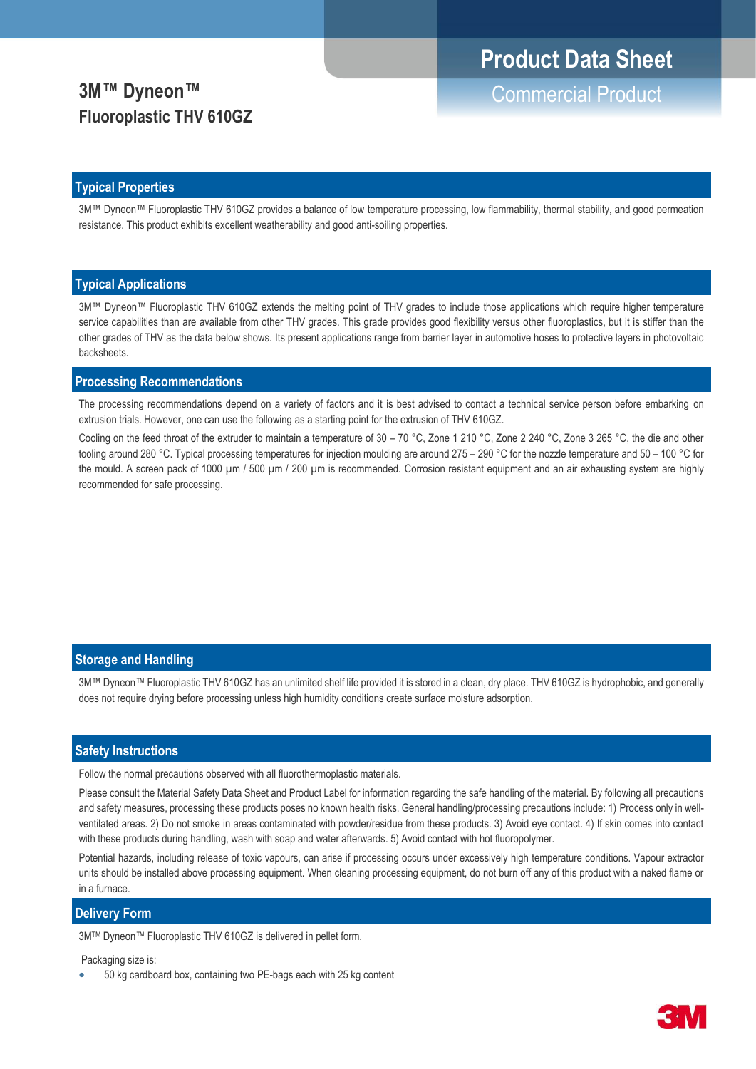# Product Data Sheet

## Commercial Product

# 3M™ Dyneon™ Fluoroplastic THV 610GZ

## Typical Properties

3M™ Dyneon™ Fluoroplastic THV 610GZ provides a balance of low temperature processing, low flammability, thermal stability, and good permeation resistance. This product exhibits excellent weatherability and good anti-soiling properties.

## Typical Applications

3M™ Dyneon™ Fluoroplastic THV 610GZ extends the melting point of THV grades to include those applications which require higher temperature service capabilities than are available from other THV grades. This grade provides good flexibility versus other fluoroplastics, but it is stiffer than the other grades of THV as the data below shows. Its present applications range from barrier layer in automotive hoses to protective layers in photovoltaic backsheets.

## Processing Recommendations

The processing recommendations depend on a variety of factors and it is best advised to contact a technical service person before embarking on extrusion trials. However, one can use the following as a starting point for the extrusion of THV 610GZ.

Cooling on the feed throat of the extruder to maintain a temperature of 30 – 70 °C, Zone 1 210 °C, Zone 2 240 °C, Zone 3 265 °C, the die and other tooling around 280 °C. Typical processing temperatures for injection moulding are around 275 – 290 °C for the nozzle temperature and 50 – 100 °C for the mould. A screen pack of 1000 µm / 500 µm / 200 µm is recommended. Corrosion resistant equipment and an air exhausting system are highly recommended for safe processing.

## Storage and Handling

3M™ Dyneon™ Fluoroplastic THV 610GZ has an unlimited shelf life provided it is stored in a clean, dry place. THV 610GZ is hydrophobic, and generally does not require drying before processing unless high humidity conditions create surface moisture adsorption.

## Safety Instructions

Follow the normal precautions observed with all fluorothermoplastic materials.

Please consult the Material Safety Data Sheet and Product Label for information regarding the safe handling of the material. By following all precautions and safety measures, processing these products poses no known health risks. General handling/processing precautions include: 1) Process only in well-ventilated areas. 2) Do not smoke in areas contaminated with powder/residue from these products. 3) Avoid eye contact. 4) If skin comes into contact with these products during handling, wash with soap and water afterwards. 5) Avoid contact with hot fluoropolymer.

Potential hazards, including release of toxic vapours, can arise if processing occurs under excessively high temperature conditions. Vapour extractor units should be installed above processing equipment. When cleaning processing equipment, do not burn off any of this product with a naked flame or in a furnace.

## Delivery Form

3M™ Dyneon™ Fluoroplastic THV 610GZ is delivered in pellet form.

Packaging size is:

- 50 kg cardboard box, containing two PE-bags each with 25 kg content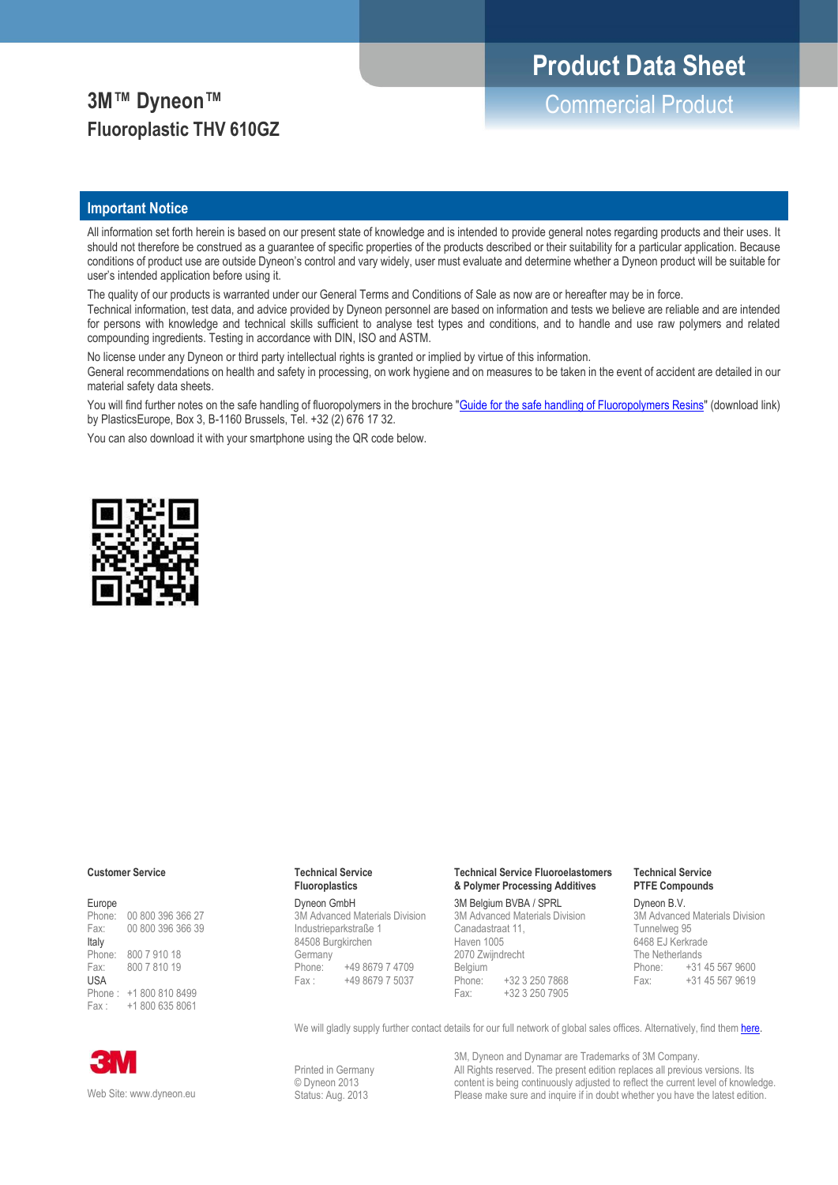# Product Data Sheet

## Commercial Product

**3M™ Dyneon™**
**Fluoroplastic THV 610GZ**

## Important Notice

All information set forth herein is based on our present state of knowledge and is intended to provide general notes regarding products and their uses. It should not therefore be construed as a guarantee of specific properties of the products described or their suitability for a particular application. Because conditions of product use are outside Dyneon's control and vary widely, user must evaluate and determine whether a Dyneon product will be suitable for user's intended application before using it.

The quality of our products is warranted under our General Terms and Conditions of Sale as now are or hereafter may be in force.

Technical information, test data, and advice provided by Dyneon personnel are based on information and tests we believe are reliable and are intended for persons with knowledge and technical skills sufficient to analyse test types and conditions, and to handle and use raw polymers and related compounding ingredients. Testing in accordance with DIN, ISO and ASTM.

No license under any Dyneon or third party intellectual rights is granted or implied by virtue of this information.

General recommendations on health and safety in processing, on work hygiene and on measures to be taken in the event of accident are detailed in our material safety data sheets.

You will find further notes on the safe handling of fluoropolymers in the brochure "Guide for the safe handling of Fluoropolymers Resins" (download link) by PlasticsEurope, Box 3, B-1160 Brussels, Tel. +32 (2) 676 17 32.

You can also download it with your smartphone using the QR code below.

**Customer Service**

Europe
Phone: 00 800 396 366 27
Fax: 00 800 396 366 39
Italy
Phone: 800 7 910 18
Fax: 800 7 810 19
USA
Phone : +1 800 810 8499
Fax : +1 800 635 8061

**Technical Service Fluoroplastics**

Dyneon GmbH
3M Advanced Materials Division
Industrieparkstraße 1
84508 Burgkirchen
Germany
Phone: +49 8679 7 4709
Fax : +49 8679 7 5037

**Technical Service Fluoroelastomers & Polymer Processing Additives**

3M Belgium BVBA / SPRL
3M Advanced Materials Division
Canadastraat 11,
Haven 1005
2070 Zwijndrecht
Belgium
Phone: +32 3 250 7868
Fax: +32 3 250 7905

**Technical Service PTFE Compounds**

Dyneon B.V.
3M Advanced Materials Division
Tunnelweg 95
6468 EJ Kerkrade
The Netherlands
Phone: +31 45 567 9600
Fax: +31 45 567 9619

We will gladly supply further contact details for our full network of global sales offices. Alternatively, find them here.

3M

Web Site: www.dyneon.eu

Printed in Germany
© Dyneon 2013
Status: Aug. 2013

3M, Dyneon and Dynamar are Trademarks of 3M Company.
All Rights reserved. The present edition replaces all previous versions. Its content is being continuously adjusted to reflect the current level of knowledge. Please make sure and inquire if in doubt whether you have the latest edition.